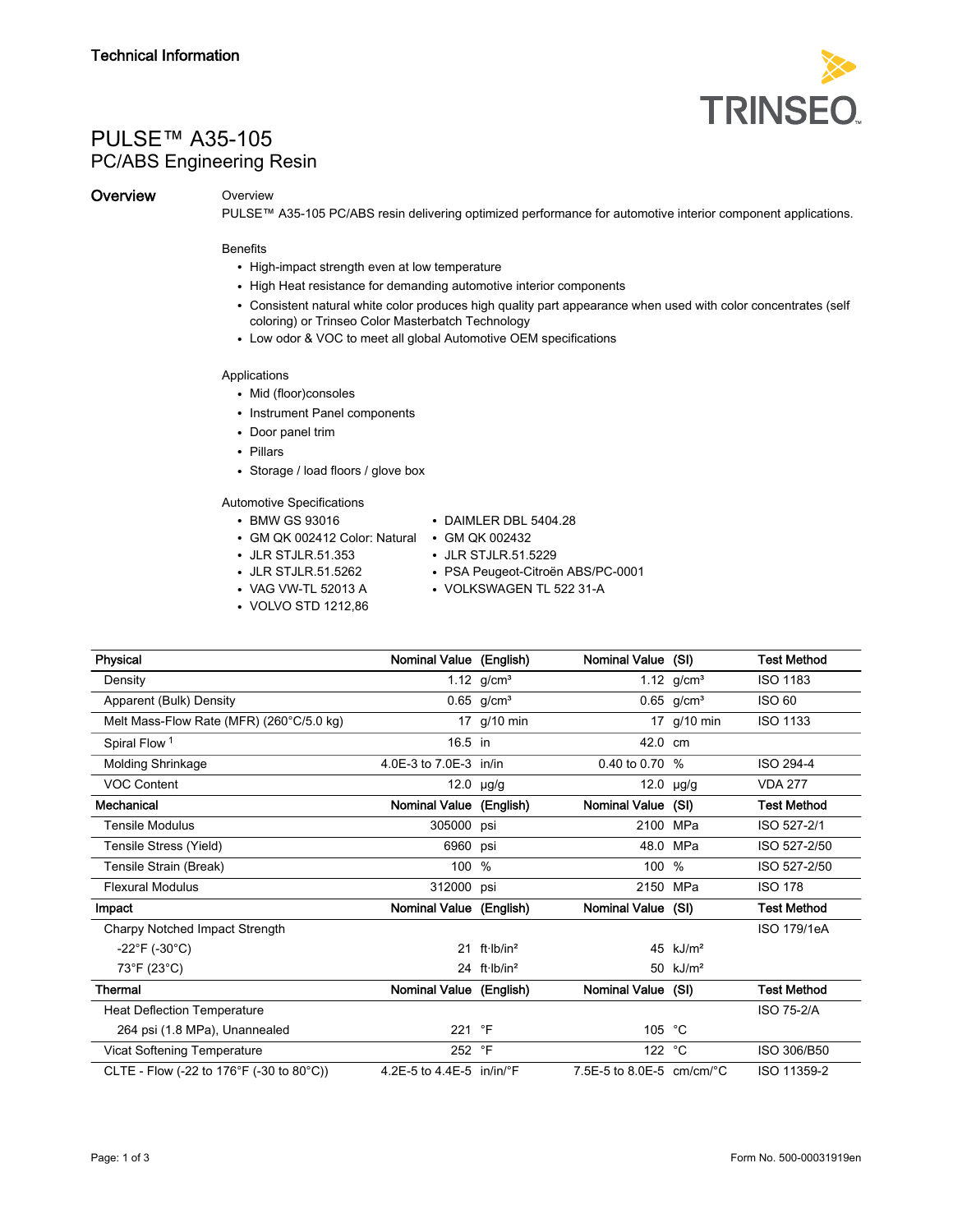Technical Information

# PULSE™ A35-105
## PC/ABS Engineering Resin

## Overview

Overview

PULSE™ A35-105 PC/ABS resin delivering optimized performance for automotive interior component applications.

Benefits

- High-impact strength even at low temperature
- High Heat resistance for demanding automotive interior components
- Consistent natural white color produces high quality part appearance when used with color concentrates (self coloring) or Trinseo Color Masterbatch Technology
- Low odor & VOC to meet all global Automotive OEM specifications

Applications

- Mid (floor)consoles
- Instrument Panel components
- Door panel trim
- Pillars
- Storage / load floors / glove box

Automotive Specifications

- BMW GS 93016
- GM QK 002412 Color: Natural
- JLR STJLR.51.353
- JLR STJLR.51.5262
- VAG VW-TL 52013 A
- VOLVO STD 1212,86
- DAIMLER DBL 5404.28
- GM QK 002432
- JLR STJLR.51.5229
- PSA Peugeot-Citroën ABS/PC-0001
- VOLKSWAGEN TL 522 31-A

| Physical | Nominal Value | (English) | Nominal Value | (SI) | Test Method |
|---|---|---|---|---|---|
| Density | 1.12 | g/cm³ | 1.12 | g/cm³ | ISO 1183 |
| Apparent (Bulk) Density | 0.65 | g/cm³ | 0.65 | g/cm³ | ISO 60 |
| Melt Mass-Flow Rate (MFR) (260°C/5.0 kg) | 17 | g/10 min | 17 | g/10 min | ISO 1133 |
| Spiral Flow [1] | 16.5 | in | 42.0 | cm | |
| Molding Shrinkage | 4.0E-3 to 7.0E-3 | in/in | 0.40 to 0.70 | % | ISO 294-4 |
| VOC Content | 12.0 | µg/g | 12.0 | µg/g | VDA 277 |
| **Mechanical** | **Nominal Value** | **(English)** | **Nominal Value** | **(SI)** | **Test Method** |
| Tensile Modulus | 305000 | psi | 2100 | MPa | ISO 527-2/1 |
| Tensile Stress (Yield) | 6960 | psi | 48.0 | MPa | ISO 527-2/50 |
| Tensile Strain (Break) | 100 | % | 100 | % | ISO 527-2/50 |
| Flexural Modulus | 312000 | psi | 2150 | MPa | ISO 178 |
| **Impact** | **Nominal Value** | **(English)** | **Nominal Value** | **(SI)** | **Test Method** |
| Charpy Notched Impact Strength | | | | | ISO 179/1eA |
| -22°F (-30°C) | 21 | ft·lb/in² | 45 | kJ/m² | |
| 73°F (23°C) | 24 | ft·lb/in² | 50 | kJ/m² | |
| **Thermal** | **Nominal Value** | **(English)** | **Nominal Value** | **(SI)** | **Test Method** |
| Heat Deflection Temperature | | | | | ISO 75-2/A |
| 264 psi (1.8 MPa), Unannealed | 221 | °F | 105 | °C | |
| Vicat Softening Temperature | 252 | °F | 122 | °C | ISO 306/B50 |
| CLTE - Flow (-22 to 176°F (-30 to 80°C)) | 4.2E-5 to 4.4E-5 | in/in/°F | 7.5E-5 to 8.0E-5 | cm/cm/°C | ISO 11359-2 |

Form No. 500-00031919en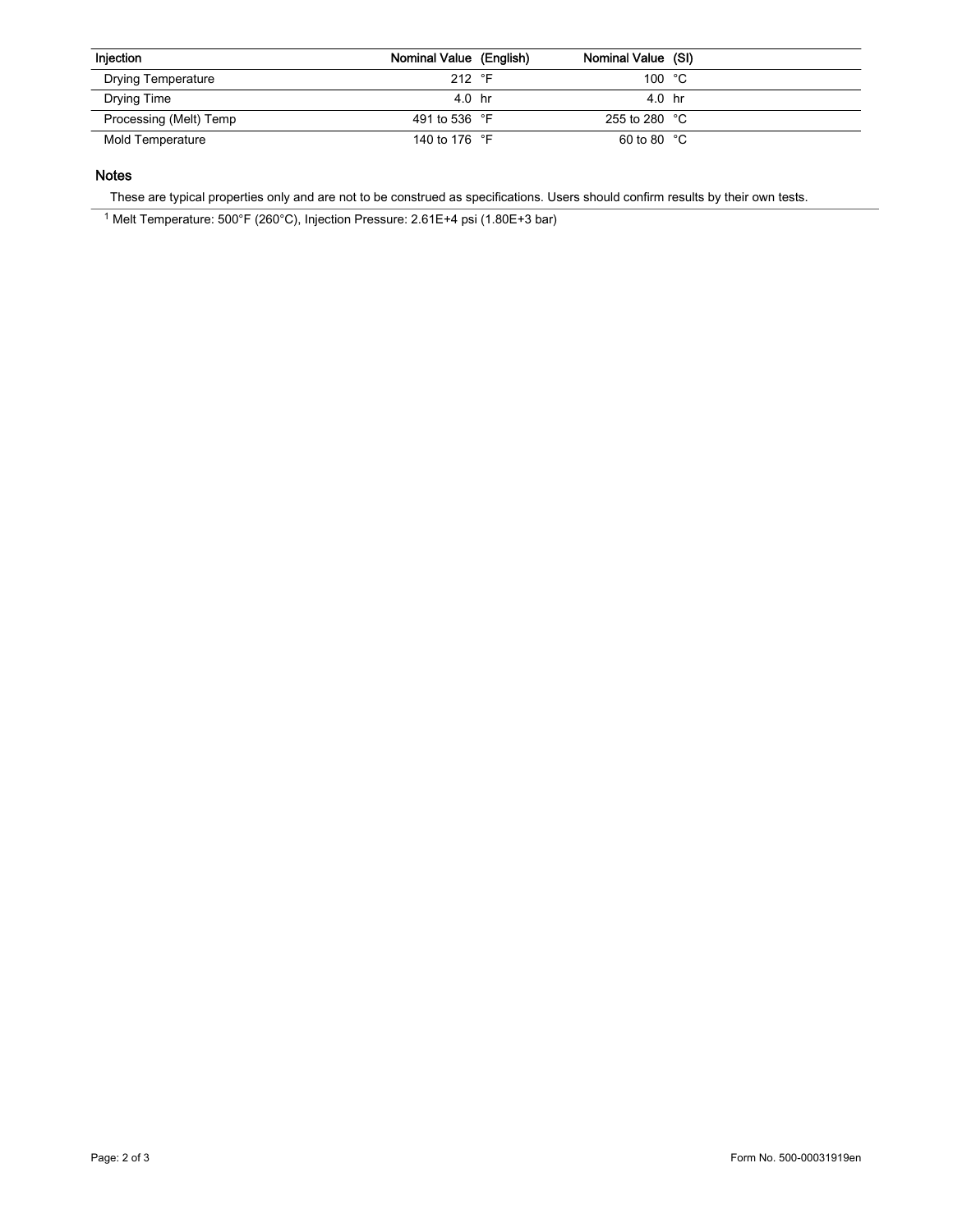| Injection | Nominal Value (English) | Nominal Value (SI) |
| --- | --- | --- |
| Drying Temperature | 212 °F | 100 °C |
| Drying Time | 4.0 hr | 4.0 hr |
| Processing (Melt) Temp | 491 to 536 °F | 255 to 280 °C |
| Mold Temperature | 140 to 176 °F | 60 to 80 °C |

## Notes

These are typical properties only and are not to be construed as specifications. Users should confirm results by their own tests.

[1] Melt Temperature: 500°F (260°C), Injection Pressure: 2.61E+4 psi (1.80E+3 bar)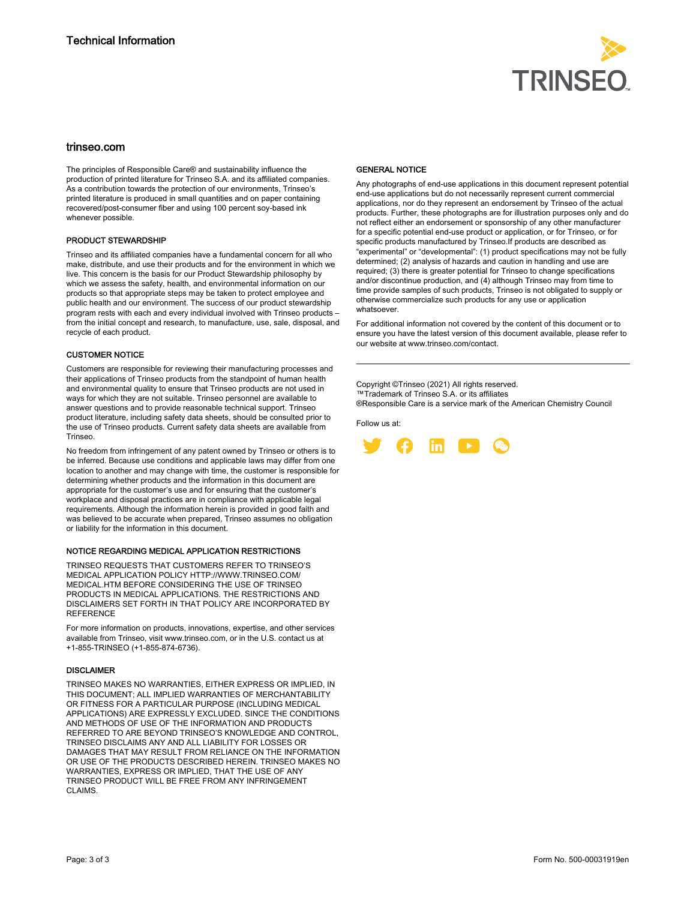# trinseo.com

The principles of Responsible Care® and sustainability influence the production of printed literature for Trinseo S.A. and its affiliated companies. As a contribution towards the protection of our environments, Trinseo's printed literature is produced in small quantities and on paper containing recovered/post-consumer fiber and using 100 percent soy-based ink whenever possible.

### PRODUCT STEWARDSHIP

Trinseo and its affiliated companies have a fundamental concern for all who make, distribute, and use their products and for the environment in which we live. This concern is the basis for our Product Stewardship philosophy by which we assess the safety, health, and environmental information on our products so that appropriate steps may be taken to protect employee and public health and our environment. The success of our product stewardship program rests with each and every individual involved with Trinseo products – from the initial concept and research, to manufacture, use, sale, disposal, and recycle of each product.

### CUSTOMER NOTICE

Customers are responsible for reviewing their manufacturing processes and their applications of Trinseo products from the standpoint of human health and environmental quality to ensure that Trinseo products are not used in ways for which they are not suitable. Trinseo personnel are available to answer questions and to provide reasonable technical support. Trinseo product literature, including safety data sheets, should be consulted prior to the use of Trinseo products. Current safety data sheets are available from Trinseo.

No freedom from infringement of any patent owned by Trinseo or others is to be inferred. Because use conditions and applicable laws may differ from one location to another and may change with time, the customer is responsible for determining whether products and the information in this document are appropriate for the customer's use and for ensuring that the customer's workplace and disposal practices are in compliance with applicable legal requirements. Although the information herein is provided in good faith and was believed to be accurate when prepared, Trinseo assumes no obligation or liability for the information in this document.

### NOTICE REGARDING MEDICAL APPLICATION RESTRICTIONS

TRINSEO REQUESTS THAT CUSTOMERS REFER TO TRINSEO'S MEDICAL APPLICATION POLICY HTTP://WWW.TRINSEO.COM/MEDICAL.HTM BEFORE CONSIDERING THE USE OF TRINSEO PRODUCTS IN MEDICAL APPLICATIONS. THE RESTRICTIONS AND DISCLAIMERS SET FORTH IN THAT POLICY ARE INCORPORATED BY REFERENCE

For more information on products, innovations, expertise, and other services available from Trinseo, visit www.trinseo.com, or in the U.S. contact us at +1-855-TRINSEO (+1-855-874-6736).

### DISCLAIMER

TRINSEO MAKES NO WARRANTIES, EITHER EXPRESS OR IMPLIED, IN THIS DOCUMENT; ALL IMPLIED WARRANTIES OF MERCHANTABILITY OR FITNESS FOR A PARTICULAR PURPOSE (INCLUDING MEDICAL APPLICATIONS) ARE EXPRESSLY EXCLUDED. SINCE THE CONDITIONS AND METHODS OF USE OF THE INFORMATION AND PRODUCTS REFERRED TO ARE BEYOND TRINSEO'S KNOWLEDGE AND CONTROL, TRINSEO DISCLAIMS ANY AND ALL LIABILITY FOR LOSSES OR DAMAGES THAT MAY RESULT FROM RELIANCE ON THE INFORMATION OR USE OF THE PRODUCTS DESCRIBED HEREIN. TRINSEO MAKES NO WARRANTIES, EXPRESS OR IMPLIED, THAT THE USE OF ANY TRINSEO PRODUCT WILL BE FREE FROM ANY INFRINGEMENT CLAIMS.

### GENERAL NOTICE

Any photographs of end-use applications in this document represent potential end-use applications but do not necessarily represent current commercial applications, nor do they represent an endorsement by Trinseo of the actual products. Further, these photographs are for illustration purposes only and do not reflect either an endorsement or sponsorship of any other manufacturer for a specific potential end-use product or application, or for Trinseo, or for specific products manufactured by Trinseo.If products are described as "experimental" or "developmental": (1) product specifications may not be fully determined; (2) analysis of hazards and caution in handling and use are required; (3) there is greater potential for Trinseo to change specifications and/or discontinue production, and (4) although Trinseo may from time to time provide samples of such products, Trinseo is not obligated to supply or otherwise commercialize such products for any use or application whatsoever.

For additional information not covered by the content of this document or to ensure you have the latest version of this document available, please refer to our website at www.trinseo.com/contact.

---

Copyright ©Trinseo (2021) All rights reserved.
™Trademark of Trinseo S.A. or its affiliates
®Responsible Care is a service mark of the American Chemistry Council

Follow us at:

Form No. 500-00031919en